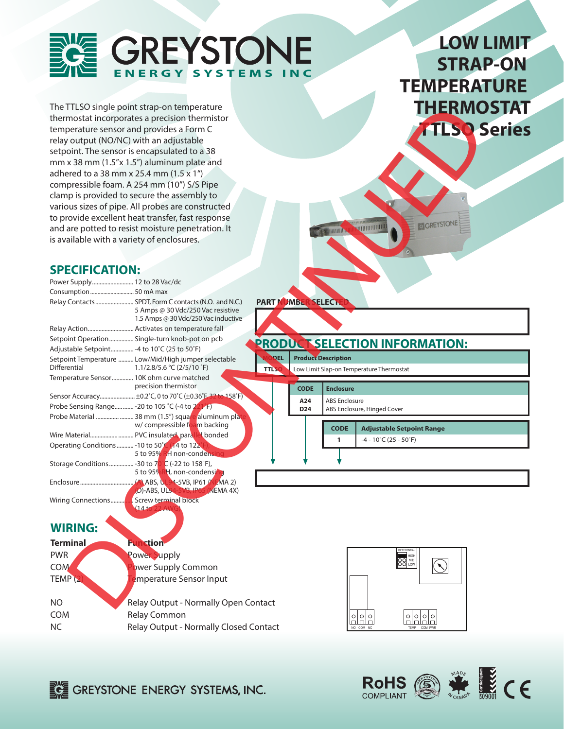# GREYSTONE ENERGY SYSTEMS INC

# LOW LIMIT STRAP-ON TEMPERATURE THERMOSTAT TTLSO Series

DISCONTINUED

The TTLSO single point strap-on temperature thermostat incorporates a precision thermistor temperature sensor and provides a Form C relay output (NO/NC) with an adjustable setpoint. The sensor is encapsulated to a 38 mm x 38 mm (1.5"x 1.5") aluminum plate and adhered to a 38 mm x 25.4 mm (1.5 x 1") compressible foam. A 254 mm (10") S/S Pipe clamp is provided to secure the assembly to various sizes of pipe. All probes are constructed to provide excellent heat transfer, fast response and are potted to resist moisture penetration. It is available with a variety of enclosures.

## SPECIFICATION:

| | |
|---|---|
| Power Supply | 12 to 28 Vac/dc |
| Consumption | 50 mA max |
| Relay Contacts | SPDT, Form C contacts (N.O. and N.C.) 5 Amps @ 30 Vdc/250 Vac resistive 1.5 Amps @ 30 Vdc/250 Vac inductive |
| Relay Action | Activates on temperature fall |
| Setpoint Operation | Single-turn knob-pot on pcb |
| Adjustable Setpoint | -4 to 10˚C (25 to 50˚F) |
| Setpoint Temperature Differential | Low/Mid/High jumper selectable 1.1/2.8/5.6 °C (2/5/10 ˚F) |
| Temperature Sensor | 10K ohm curve matched precision thermistor |
| Sensor Accuracy | ±0.2˚C, 0 to 70˚C (±0.36˚F, 32 to 158˚F) |
| Probe Sensing Range | -20 to 105 ˚C (-4 to 221˚F) |
| Probe Material | 38 mm (1.5") square aluminum plate w/ compressible foam backing |
| Wire Material | PVC insulated, parallel bonded |
| Operating Conditions | -10 to 50˚C (14 to 122˚F), 5 to 95% RH non-condensing |
| Storage Conditions | -30 to 70˚C (-22 to 158˚F), 5 to 95% RH, non-condensing |
| Enclosure | (A) ABS, UL94-5VB, IP61 (NEMA 2) (D)-ABS, UL94-5VB, IP65 (NEMA 4X) |
| Wiring Connections | Screw terminal block (14 to 22 AWG) |

## PART NUMBER SELECTED

## PRODUCT SELECTION INFORMATION:

| MODEL | Product Description |
|---|---|
| TTLSO | Low Limit Slap-on Temperature Thermostat |

| CODE | Enclosure |
|---|---|
| A24 | ABS Enclosure |
| D24 | ABS Enclosure, Hinged Cover |

| CODE | Adjustable Setpoint Range |
|---|---|
| 1 | -4 - 10˚C (25 - 50˚F) |

## WIRING:

| Terminal | Function |
|---|---|
| PWR | Power Supply |
| COM | Power Supply Common |
| TEMP (2) | Temperature Sensor Input |
| NO | Relay Output - Normally Open Contact |
| COM | Relay Common |
| NC | Relay Output - Normally Closed Contact |

DIFFERENTIAL HIGH MID LOW

NO COM NC TEMP COM PWR

GREYSTONE ENERGY SYSTEMS, INC.

RoHS COMPLIANT · MADE IN CANADA · ISO9001 · CE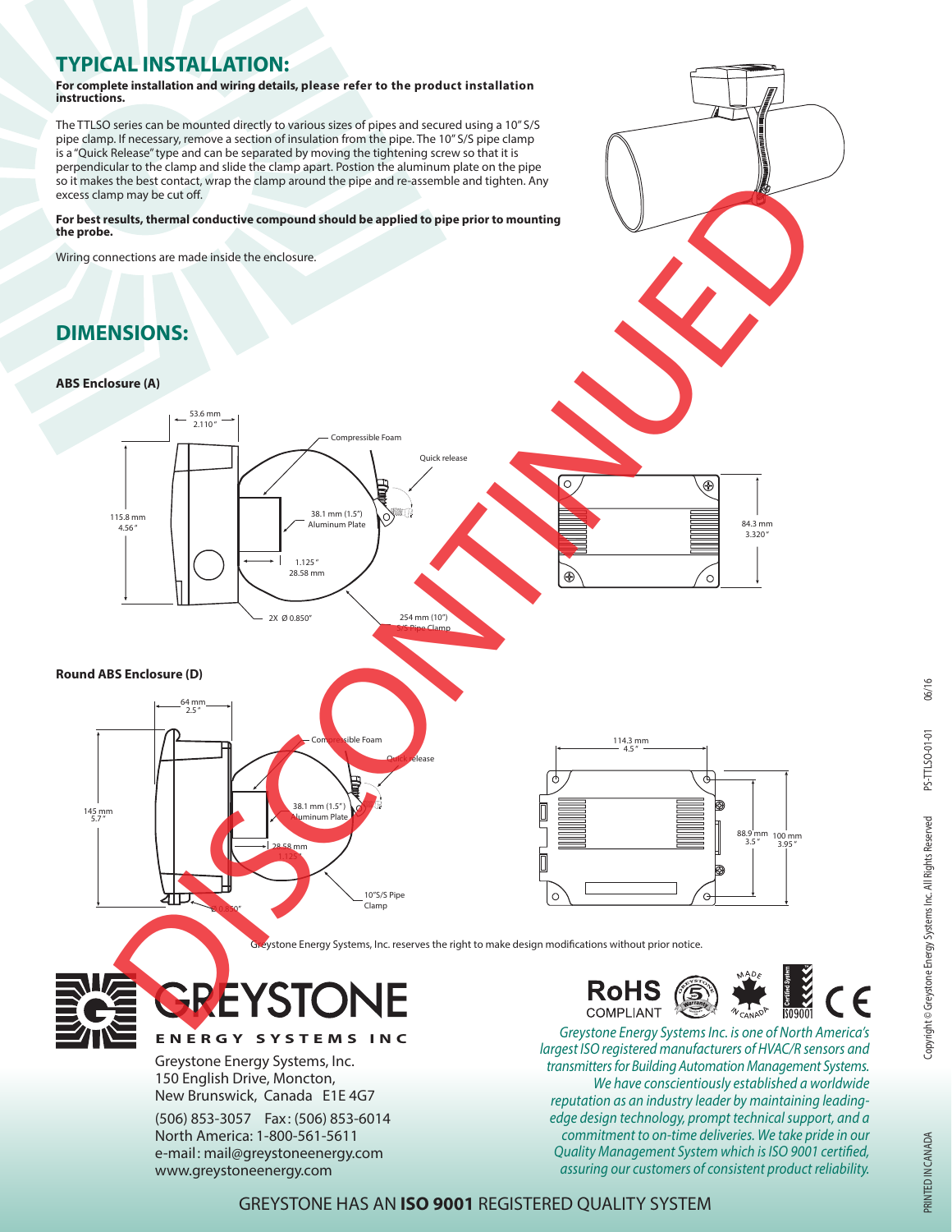## TYPICAL INSTALLATION:

**For complete installation and wiring details, please refer to the product installation instructions.**

The TTLSO series can be mounted directly to various sizes of pipes and secured using a 10" S/S pipe clamp. If necessary, remove a section of insulation from the pipe. The 10" S/S pipe clamp is a "Quick Release" type and can be separated by moving the tightening screw so that it is perpendicular to the clamp and slide the clamp apart. Postion the aluminum plate on the pipe so it makes the best contact, wrap the clamp around the pipe and re-assemble and tighten. Any excess clamp may be cut off.

**For best results, thermal conductive compound should be applied to pipe prior to mounting the probe.**

Wiring connections are made inside the enclosure.

DISCONTINUED

## DIMENSIONS:

**ABS Enclosure (A)**

53.6 mm
2.110"

115.8 mm
4.56"

Compressible Foam

Quick release

38.1 mm (1.5") Aluminum Plate

1.125"
28.58 mm

2X Ø 0.850"

254 mm (10") S/S Pipe Clamp

84.3 mm
3.320"

**Round ABS Enclosure (D)**

64 mm
2.5"

145 mm
5.7"

Compressible Foam

Quick release

38.1 mm (1.5") Aluminum Plate

28.58 mm
1.125"

Ø 0.850"

10"S/S Pipe Clamp

114.3 mm
4.5"

88.9 mm
3.5"

100 mm
3.95"

Greystone Energy Systems, Inc. reserves the right to make design modifications without prior notice.

**GREYSTONE**
ENERGY SYSTEMS INC

Greystone Energy Systems, Inc.
150 English Drive, Moncton,
New Brunswick, Canada E1E 4G7
(506) 853-3057 Fax: (506) 853-6014
North America: 1-800-561-5611
e-mail: mail@greystoneenergy.com
www.greystoneenergy.com

RoHS COMPLIANT · 5 Year Warranty · MADE IN CANADA · Certified System ISO9001 · CE

*Greystone Energy Systems Inc. is one of North America's largest ISO registered manufacturers of HVAC/R sensors and transmitters for Building Automation Management Systems. We have conscientiously established a worldwide reputation as an industry leader by maintaining leading-edge design technology, prompt technical support, and a commitment to on-time deliveries. We take pride in our Quality Management System which is ISO 9001 certified, assuring our customers of consistent product reliability.*

GREYSTONE HAS AN **ISO 9001** REGISTERED QUALITY SYSTEM

PRINTED IN CANADA · Copyright © Greystone Energy Systems Inc. All Rights Reserved · PS-TTLSO-01-01 · 06/16